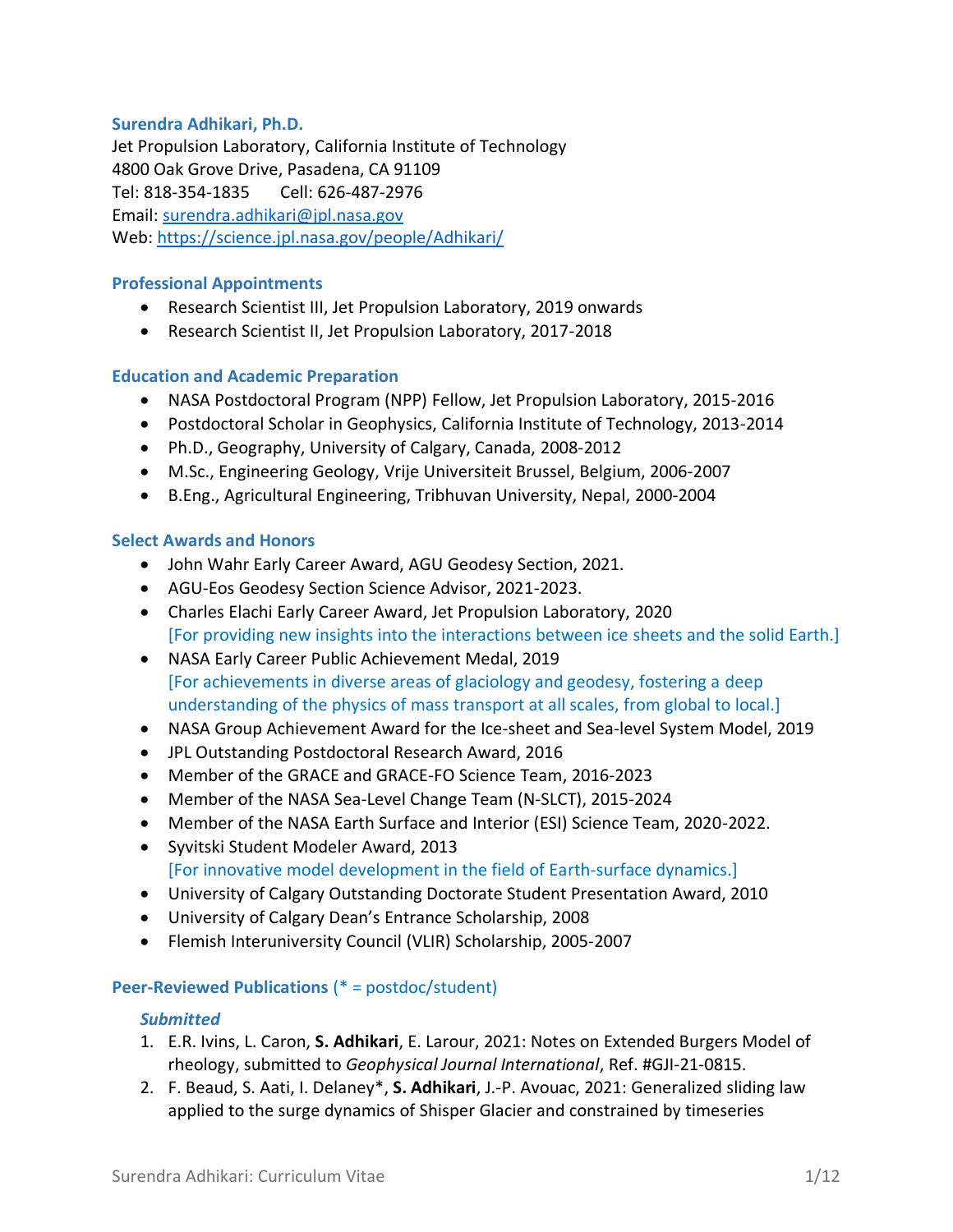## Surendra Adhikari, Ph.D.

Jet Propulsion Laboratory, California Institute of Technology
4800 Oak Grove Drive, Pasadena, CA 91109
Tel: 818-354-1835 Cell: 626-487-2976
Email: [surendra.adhikari@jpl.nasa.gov](mailto:surendra.adhikari@jpl.nasa.gov)
Web: [https://science.jpl.nasa.gov/people/Adhikari/](https://science.jpl.nasa.gov/people/Adhikari/)

## Professional Appointments

- Research Scientist III, Jet Propulsion Laboratory, 2019 onwards
- Research Scientist II, Jet Propulsion Laboratory, 2017-2018

## Education and Academic Preparation

- NASA Postdoctoral Program (NPP) Fellow, Jet Propulsion Laboratory, 2015-2016
- Postdoctoral Scholar in Geophysics, California Institute of Technology, 2013-2014
- Ph.D., Geography, University of Calgary, Canada, 2008-2012
- M.Sc., Engineering Geology, Vrije Universiteit Brussel, Belgium, 2006-2007
- B.Eng., Agricultural Engineering, Tribhuvan University, Nepal, 2000-2004

## Select Awards and Honors

- John Wahr Early Career Award, AGU Geodesy Section, 2021.
- AGU-Eos Geodesy Section Science Advisor, 2021-2023.
- Charles Elachi Early Career Award, Jet Propulsion Laboratory, 2020
  [For providing new insights into the interactions between ice sheets and the solid Earth.]
- NASA Early Career Public Achievement Medal, 2019
  [For achievements in diverse areas of glaciology and geodesy, fostering a deep understanding of the physics of mass transport at all scales, from global to local.]
- NASA Group Achievement Award for the Ice-sheet and Sea-level System Model, 2019
- JPL Outstanding Postdoctoral Research Award, 2016
- Member of the GRACE and GRACE-FO Science Team, 2016-2023
- Member of the NASA Sea-Level Change Team (N-SLCT), 2015-2024
- Member of the NASA Earth Surface and Interior (ESI) Science Team, 2020-2022.
- Syvitski Student Modeler Award, 2013
  [For innovative model development in the field of Earth-surface dynamics.]
- University of Calgary Outstanding Doctorate Student Presentation Award, 2010
- University of Calgary Dean's Entrance Scholarship, 2008
- Flemish Interuniversity Council (VLIR) Scholarship, 2005-2007

## Peer-Reviewed Publications (* = postdoc/student)

### *Submitted*

1. E.R. Ivins, L. Caron, **S. Adhikari**, E. Larour, 2021: Notes on Extended Burgers Model of rheology, submitted to *Geophysical Journal International*, Ref. #GJI-21-0815.
2. F. Beaud, S. Aati, I. Delaney*, **S. Adhikari**, J.-P. Avouac, 2021: Generalized sliding law applied to the surge dynamics of Shisper Glacier and constrained by timeseries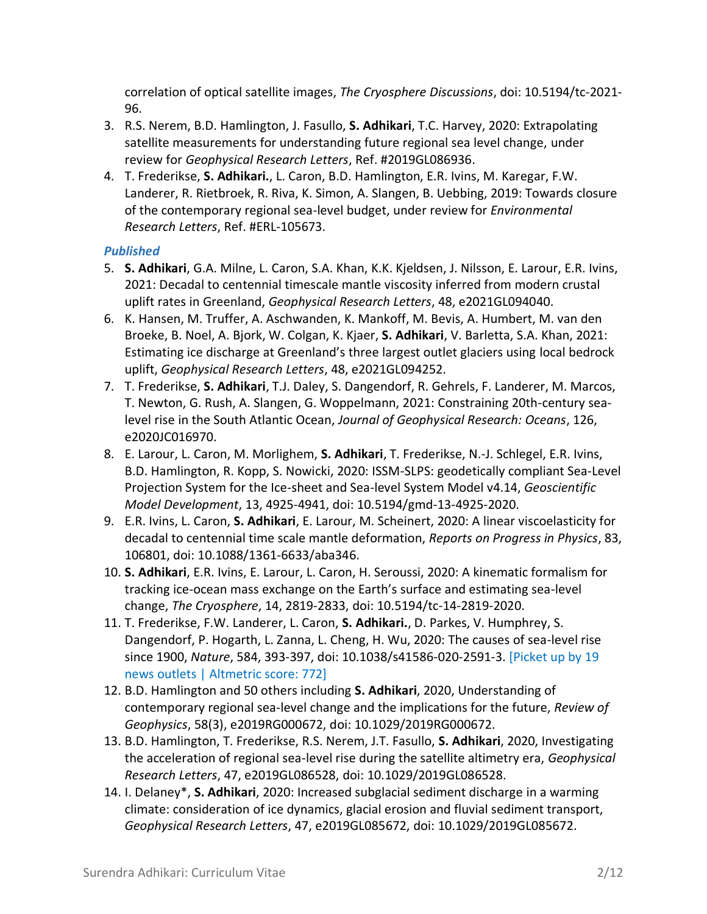correlation of optical satellite images, *The Cryosphere Discussions*, doi: 10.5194/tc-2021-96.

3. R.S. Nerem, B.D. Hamlington, J. Fasullo, **S. Adhikari**, T.C. Harvey, 2020: Extrapolating satellite measurements for understanding future regional sea level change, under review for *Geophysical Research Letters*, Ref. #2019GL086936.
4. T. Frederikse, **S. Adhikari.**, L. Caron, B.D. Hamlington, E.R. Ivins, M. Karegar, F.W. Landerer, R. Rietbroek, R. Riva, K. Simon, A. Slangen, B. Uebbing, 2019: Towards closure of the contemporary regional sea-level budget, under review for *Environmental Research Letters*, Ref. #ERL-105673.

### *Published*

5. **S. Adhikari**, G.A. Milne, L. Caron, S.A. Khan, K.K. Kjeldsen, J. Nilsson, E. Larour, E.R. Ivins, 2021: Decadal to centennial timescale mantle viscosity inferred from modern crustal uplift rates in Greenland, *Geophysical Research Letters*, 48, e2021GL094040.
6. K. Hansen, M. Truffer, A. Aschwanden, K. Mankoff, M. Bevis, A. Humbert, M. van den Broeke, B. Noel, A. Bjork, W. Colgan, K. Kjaer, **S. Adhikari**, V. Barletta, S.A. Khan, 2021: Estimating ice discharge at Greenland's three largest outlet glaciers using local bedrock uplift, *Geophysical Research Letters*, 48, e2021GL094252.
7. T. Frederikse, **S. Adhikari**, T.J. Daley, S. Dangendorf, R. Gehrels, F. Landerer, M. Marcos, T. Newton, G. Rush, A. Slangen, G. Woppelmann, 2021: Constraining 20th-century sea-level rise in the South Atlantic Ocean, *Journal of Geophysical Research: Oceans*, 126, e2020JC016970.
8. E. Larour, L. Caron, M. Morlighem, **S. Adhikari**, T. Frederikse, N.-J. Schlegel, E.R. Ivins, B.D. Hamlington, R. Kopp, S. Nowicki, 2020: ISSM-SLPS: geodetically compliant Sea-Level Projection System for the Ice-sheet and Sea-level System Model v4.14, *Geoscientific Model Development*, 13, 4925-4941, doi: 10.5194/gmd-13-4925-2020.
9. E.R. Ivins, L. Caron, **S. Adhikari**, E. Larour, M. Scheinert, 2020: A linear viscoelasticity for decadal to centennial time scale mantle deformation, *Reports on Progress in Physics*, 83, 106801, doi: 10.1088/1361-6633/aba346.
10. **S. Adhikari**, E.R. Ivins, E. Larour, L. Caron, H. Seroussi, 2020: A kinematic formalism for tracking ice-ocean mass exchange on the Earth's surface and estimating sea-level change, *The Cryosphere*, 14, 2819-2833, doi: 10.5194/tc-14-2819-2020.
11. T. Frederikse, F.W. Landerer, L. Caron, **S. Adhikari.**, D. Parkes, V. Humphrey, S. Dangendorf, P. Hogarth, L. Zanna, L. Cheng, H. Wu, 2020: The causes of sea-level rise since 1900, *Nature*, 584, 393-397, doi: 10.1038/s41586-020-2591-3. [Picket up by 19 news outlets | Altmetric score: 772]
12. B.D. Hamlington and 50 others including **S. Adhikari**, 2020, Understanding of contemporary regional sea-level change and the implications for the future, *Review of Geophysics*, 58(3), e2019RG000672, doi: 10.1029/2019RG000672.
13. B.D. Hamlington, T. Frederikse, R.S. Nerem, J.T. Fasullo, **S. Adhikari**, 2020, Investigating the acceleration of regional sea-level rise during the satellite altimetry era, *Geophysical Research Letters*, 47, e2019GL086528, doi: 10.1029/2019GL086528.
14. I. Delaney*, **S. Adhikari**, 2020: Increased subglacial sediment discharge in a warming climate: consideration of ice dynamics, glacial erosion and fluvial sediment transport, *Geophysical Research Letters*, 47, e2019GL085672, doi: 10.1029/2019GL085672.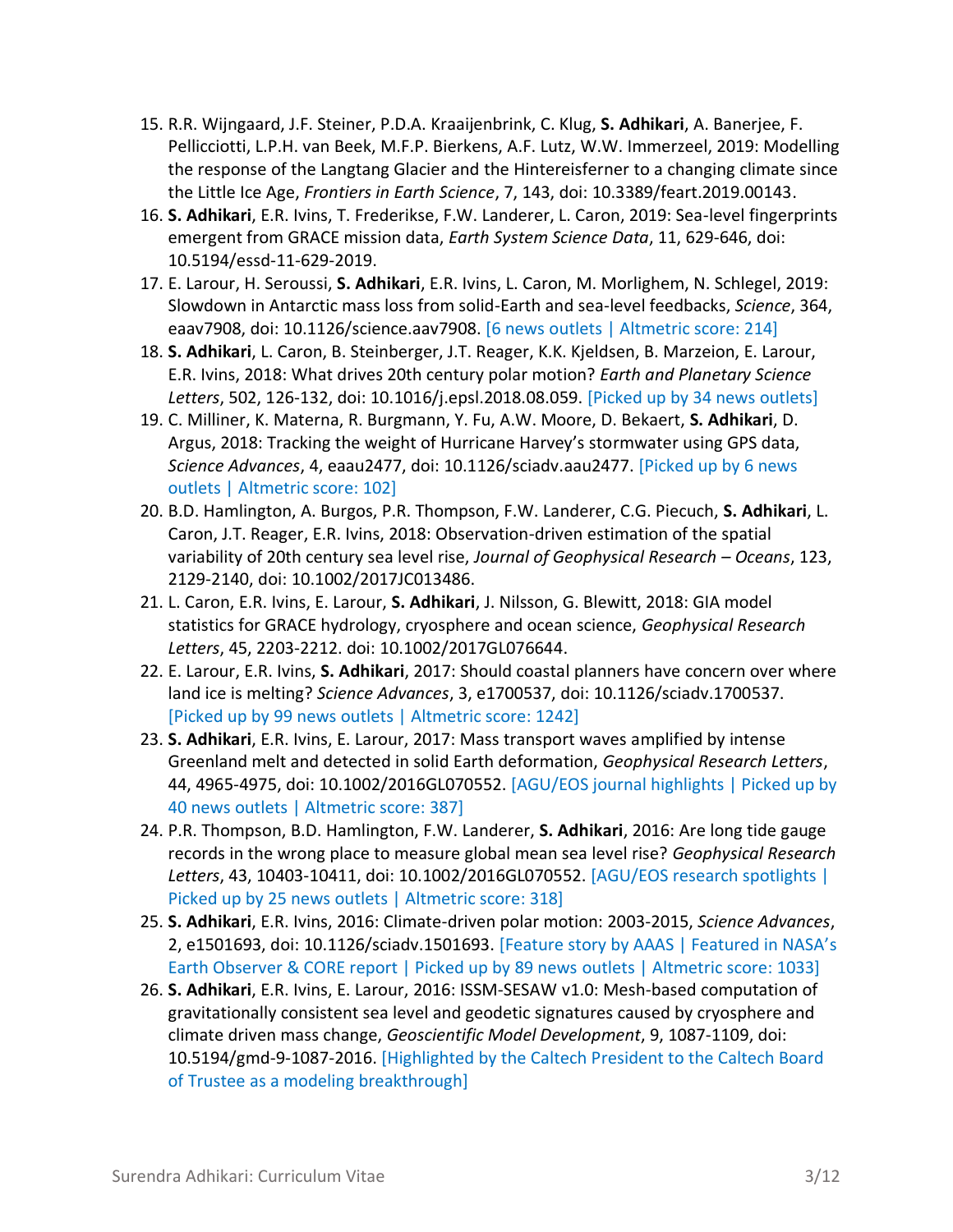15. R.R. Wijngaard, J.F. Steiner, P.D.A. Kraaijenbrink, C. Klug, **S. Adhikari**, A. Banerjee, F. Pellicciotti, L.P.H. van Beek, M.F.P. Bierkens, A.F. Lutz, W.W. Immerzeel, 2019: Modelling the response of the Langtang Glacier and the Hintereisferner to a changing climate since the Little Ice Age, *Frontiers in Earth Science*, 7, 143, doi: 10.3389/feart.2019.00143.
16. **S. Adhikari**, E.R. Ivins, T. Frederikse, F.W. Landerer, L. Caron, 2019: Sea-level fingerprints emergent from GRACE mission data, *Earth System Science Data*, 11, 629-646, doi: 10.5194/essd-11-629-2019.
17. E. Larour, H. Seroussi, **S. Adhikari**, E.R. Ivins, L. Caron, M. Morlighem, N. Schlegel, 2019: Slowdown in Antarctic mass loss from solid-Earth and sea-level feedbacks, *Science*, 364, eaav7908, doi: 10.1126/science.aav7908. [6 news outlets | Altmetric score: 214]
18. **S. Adhikari**, L. Caron, B. Steinberger, J.T. Reager, K.K. Kjeldsen, B. Marzeion, E. Larour, E.R. Ivins, 2018: What drives 20th century polar motion? *Earth and Planetary Science Letters*, 502, 126-132, doi: 10.1016/j.epsl.2018.08.059. [Picked up by 34 news outlets]
19. C. Milliner, K. Materna, R. Burgmann, Y. Fu, A.W. Moore, D. Bekaert, **S. Adhikari**, D. Argus, 2018: Tracking the weight of Hurricane Harvey's stormwater using GPS data, *Science Advances*, 4, eaau2477, doi: 10.1126/sciadv.aau2477. [Picked up by 6 news outlets | Altmetric score: 102]
20. B.D. Hamlington, A. Burgos, P.R. Thompson, F.W. Landerer, C.G. Piecuch, **S. Adhikari**, L. Caron, J.T. Reager, E.R. Ivins, 2018: Observation-driven estimation of the spatial variability of 20th century sea level rise, *Journal of Geophysical Research – Oceans*, 123, 2129-2140, doi: 10.1002/2017JC013486.
21. L. Caron, E.R. Ivins, E. Larour, **S. Adhikari**, J. Nilsson, G. Blewitt, 2018: GIA model statistics for GRACE hydrology, cryosphere and ocean science, *Geophysical Research Letters*, 45, 2203-2212. doi: 10.1002/2017GL076644.
22. E. Larour, E.R. Ivins, **S. Adhikari**, 2017: Should coastal planners have concern over where land ice is melting? *Science Advances*, 3, e1700537, doi: 10.1126/sciadv.1700537. [Picked up by 99 news outlets | Altmetric score: 1242]
23. **S. Adhikari**, E.R. Ivins, E. Larour, 2017: Mass transport waves amplified by intense Greenland melt and detected in solid Earth deformation, *Geophysical Research Letters*, 44, 4965-4975, doi: 10.1002/2016GL070552. [AGU/EOS journal highlights | Picked up by 40 news outlets | Altmetric score: 387]
24. P.R. Thompson, B.D. Hamlington, F.W. Landerer, **S. Adhikari**, 2016: Are long tide gauge records in the wrong place to measure global mean sea level rise? *Geophysical Research Letters*, 43, 10403-10411, doi: 10.1002/2016GL070552. [AGU/EOS research spotlights | Picked up by 25 news outlets | Altmetric score: 318]
25. **S. Adhikari**, E.R. Ivins, 2016: Climate-driven polar motion: 2003-2015, *Science Advances*, 2, e1501693, doi: 10.1126/sciadv.1501693. [Feature story by AAAS | Featured in NASA's Earth Observer & CORE report | Picked up by 89 news outlets | Altmetric score: 1033]
26. **S. Adhikari**, E.R. Ivins, E. Larour, 2016: ISSM-SESAW v1.0: Mesh-based computation of gravitationally consistent sea level and geodetic signatures caused by cryosphere and climate driven mass change, *Geoscientific Model Development*, 9, 1087-1109, doi: 10.5194/gmd-9-1087-2016. [Highlighted by the Caltech President to the Caltech Board of Trustee as a modeling breakthrough]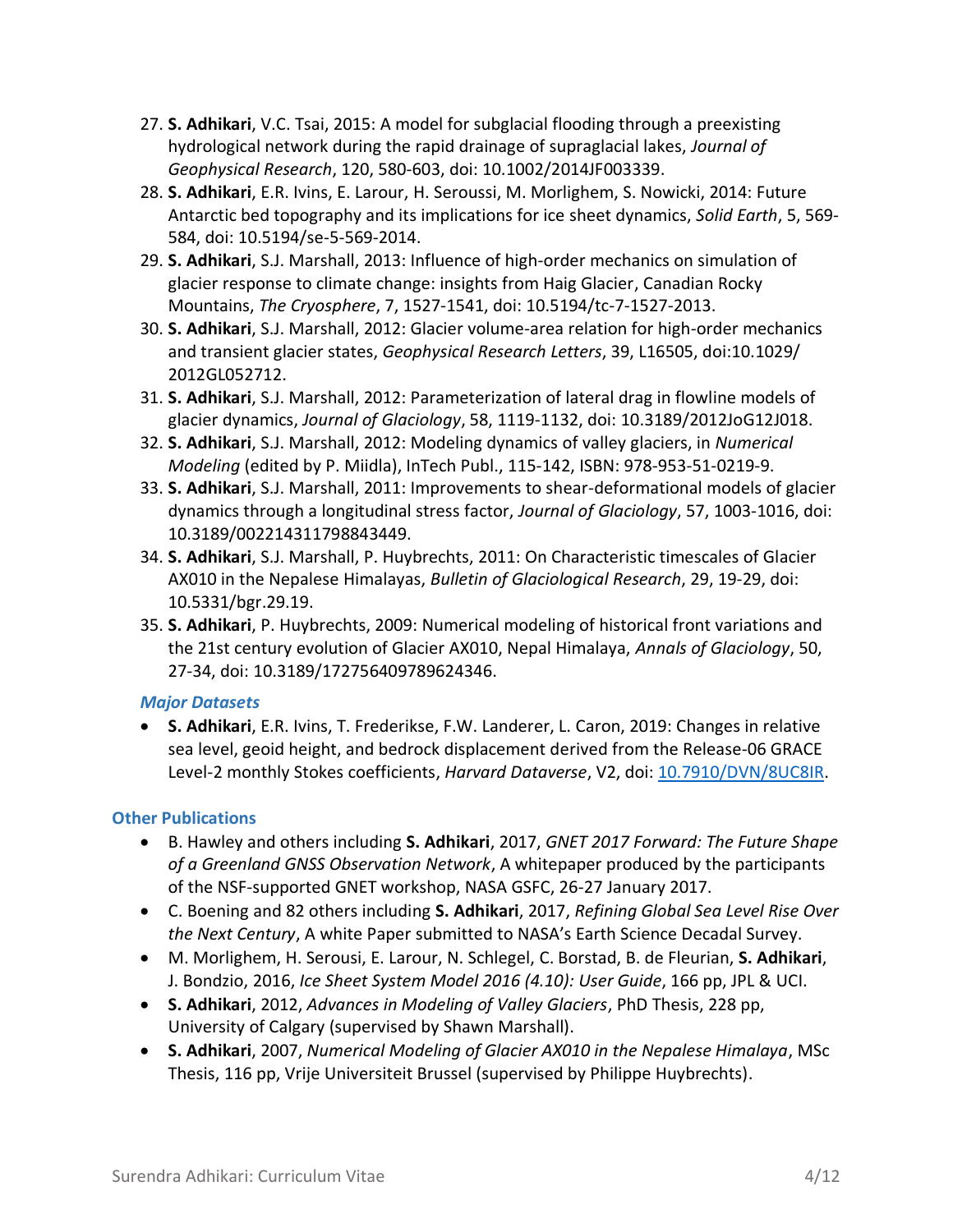27. **S. Adhikari**, V.C. Tsai, 2015: A model for subglacial flooding through a preexisting hydrological network during the rapid drainage of supraglacial lakes, *Journal of Geophysical Research*, 120, 580-603, doi: 10.1002/2014JF003339.
28. **S. Adhikari**, E.R. Ivins, E. Larour, H. Seroussi, M. Morlighem, S. Nowicki, 2014: Future Antarctic bed topography and its implications for ice sheet dynamics, *Solid Earth*, 5, 569-584, doi: 10.5194/se-5-569-2014.
29. **S. Adhikari**, S.J. Marshall, 2013: Influence of high-order mechanics on simulation of glacier response to climate change: insights from Haig Glacier, Canadian Rocky Mountains, *The Cryosphere*, 7, 1527-1541, doi: 10.5194/tc-7-1527-2013.
30. **S. Adhikari**, S.J. Marshall, 2012: Glacier volume-area relation for high-order mechanics and transient glacier states, *Geophysical Research Letters*, 39, L16505, doi:10.1029/ 2012GL052712.
31. **S. Adhikari**, S.J. Marshall, 2012: Parameterization of lateral drag in flowline models of glacier dynamics, *Journal of Glaciology*, 58, 1119-1132, doi: 10.3189/2012JoG12J018.
32. **S. Adhikari**, S.J. Marshall, 2012: Modeling dynamics of valley glaciers, in *Numerical Modeling* (edited by P. Miidla), InTech Publ., 115-142, ISBN: 978-953-51-0219-9.
33. **S. Adhikari**, S.J. Marshall, 2011: Improvements to shear-deformational models of glacier dynamics through a longitudinal stress factor, *Journal of Glaciology*, 57, 1003-1016, doi: 10.3189/002214311798843449.
34. **S. Adhikari**, S.J. Marshall, P. Huybrechts, 2011: On Characteristic timescales of Glacier AX010 in the Nepalese Himalayas, *Bulletin of Glaciological Research*, 29, 19-29, doi: 10.5331/bgr.29.19.
35. **S. Adhikari**, P. Huybrechts, 2009: Numerical modeling of historical front variations and the 21st century evolution of Glacier AX010, Nepal Himalaya, *Annals of Glaciology*, 50, 27-34, doi: 10.3189/172756409789624346.

### *Major Datasets*

- **S. Adhikari**, E.R. Ivins, T. Frederikse, F.W. Landerer, L. Caron, 2019: Changes in relative sea level, geoid height, and bedrock displacement derived from the Release-06 GRACE Level-2 monthly Stokes coefficients, *Harvard Dataverse*, V2, doi: 10.7910/DVN/8UC8IR.

## Other Publications

- B. Hawley and others including **S. Adhikari**, 2017, *GNET 2017 Forward: The Future Shape of a Greenland GNSS Observation Network*, A whitepaper produced by the participants of the NSF-supported GNET workshop, NASA GSFC, 26-27 January 2017.
- C. Boening and 82 others including **S. Adhikari**, 2017, *Refining Global Sea Level Rise Over the Next Century*, A white Paper submitted to NASA's Earth Science Decadal Survey.
- M. Morlighem, H. Serousi, E. Larour, N. Schlegel, C. Borstad, B. de Fleurian, **S. Adhikari**, J. Bondzio, 2016, *Ice Sheet System Model 2016 (4.10): User Guide*, 166 pp, JPL & UCI.
- **S. Adhikari**, 2012, *Advances in Modeling of Valley Glaciers*, PhD Thesis, 228 pp, University of Calgary (supervised by Shawn Marshall).
- **S. Adhikari**, 2007, *Numerical Modeling of Glacier AX010 in the Nepalese Himalaya*, MSc Thesis, 116 pp, Vrije Universiteit Brussel (supervised by Philippe Huybrechts).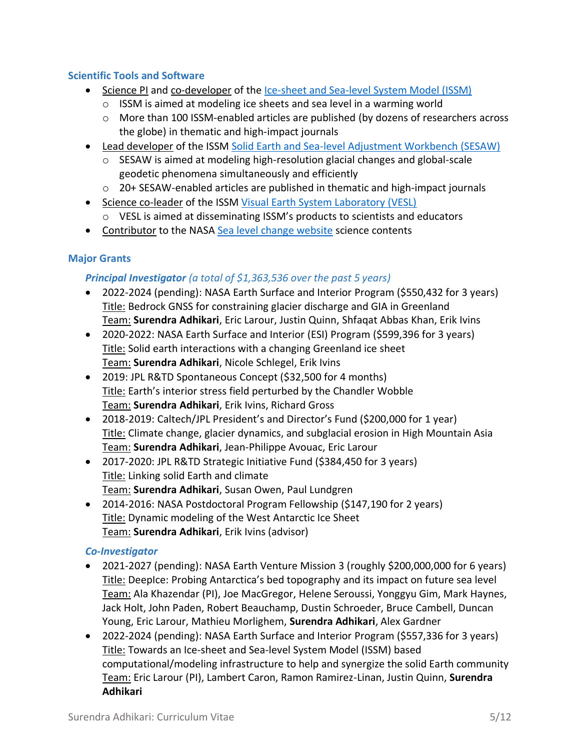## Scientific Tools and Software

- Science PI and co-developer of the [Ice-sheet and Sea-level System Model (ISSM)]
  - ISSM is aimed at modeling ice sheets and sea level in a warming world
  - More than 100 ISSM-enabled articles are published (by dozens of researchers across the globe) in thematic and high-impact journals
- Lead developer of the ISSM [Solid Earth and Sea-level Adjustment Workbench (SESAW)]
  - SESAW is aimed at modeling high-resolution glacial changes and global-scale geodetic phenomena simultaneously and efficiently
  - 20+ SESAW-enabled articles are published in thematic and high-impact journals
- Science co-leader of the ISSM [Visual Earth System Laboratory (VESL)]
  - VESL is aimed at disseminating ISSM's products to scientists and educators
- Contributor to the NASA [Sea level change website] science contents

## Major Grants

### *Principal Investigator (a total of $1,363,536 over the past 5 years)*

- 2022-2024 (pending): NASA Earth Surface and Interior Program ($550,432 for 3 years)
  Title: Bedrock GNSS for constraining glacier discharge and GIA in Greenland
  Team: **Surendra Adhikari**, Eric Larour, Justin Quinn, Shfaqat Abbas Khan, Erik Ivins
- 2020-2022: NASA Earth Surface and Interior (ESI) Program ($599,396 for 3 years)
  Title: Solid earth interactions with a changing Greenland ice sheet
  Team: **Surendra Adhikari**, Nicole Schlegel, Erik Ivins
- 2019: JPL R&TD Spontaneous Concept ($32,500 for 4 months)
  Title: Earth's interior stress field perturbed by the Chandler Wobble
  Team: **Surendra Adhikari**, Erik Ivins, Richard Gross
- 2018-2019: Caltech/JPL President's and Director's Fund ($200,000 for 1 year)
  Title: Climate change, glacier dynamics, and subglacial erosion in High Mountain Asia
  Team: **Surendra Adhikari**, Jean-Philippe Avouac, Eric Larour
- 2017-2020: JPL R&TD Strategic Initiative Fund ($384,450 for 3 years)
  Title: Linking solid Earth and climate
  Team: **Surendra Adhikari**, Susan Owen, Paul Lundgren
- 2014-2016: NASA Postdoctoral Program Fellowship ($147,190 for 2 years)
  Title: Dynamic modeling of the West Antarctic Ice Sheet
  Team: **Surendra Adhikari**, Erik Ivins (advisor)

### *Co-Investigator*

- 2021-2027 (pending): NASA Earth Venture Mission 3 (roughly $200,000,000 for 6 years)
  Title: DeepIce: Probing Antarctica's bed topography and its impact on future sea level
  Team: Ala Khazendar (PI), Joe MacGregor, Helene Seroussi, Yonggyu Gim, Mark Haynes, Jack Holt, John Paden, Robert Beauchamp, Dustin Schroeder, Bruce Cambell, Duncan Young, Eric Larour, Mathieu Morlighem, **Surendra Adhikari**, Alex Gardner
- 2022-2024 (pending): NASA Earth Surface and Interior Program ($557,336 for 3 years)
  Title: Towards an Ice-sheet and Sea-level System Model (ISSM) based computational/modeling infrastructure to help and synergize the solid Earth community
  Team: Eric Larour (PI), Lambert Caron, Ramon Ramirez-Linan, Justin Quinn, **Surendra Adhikari**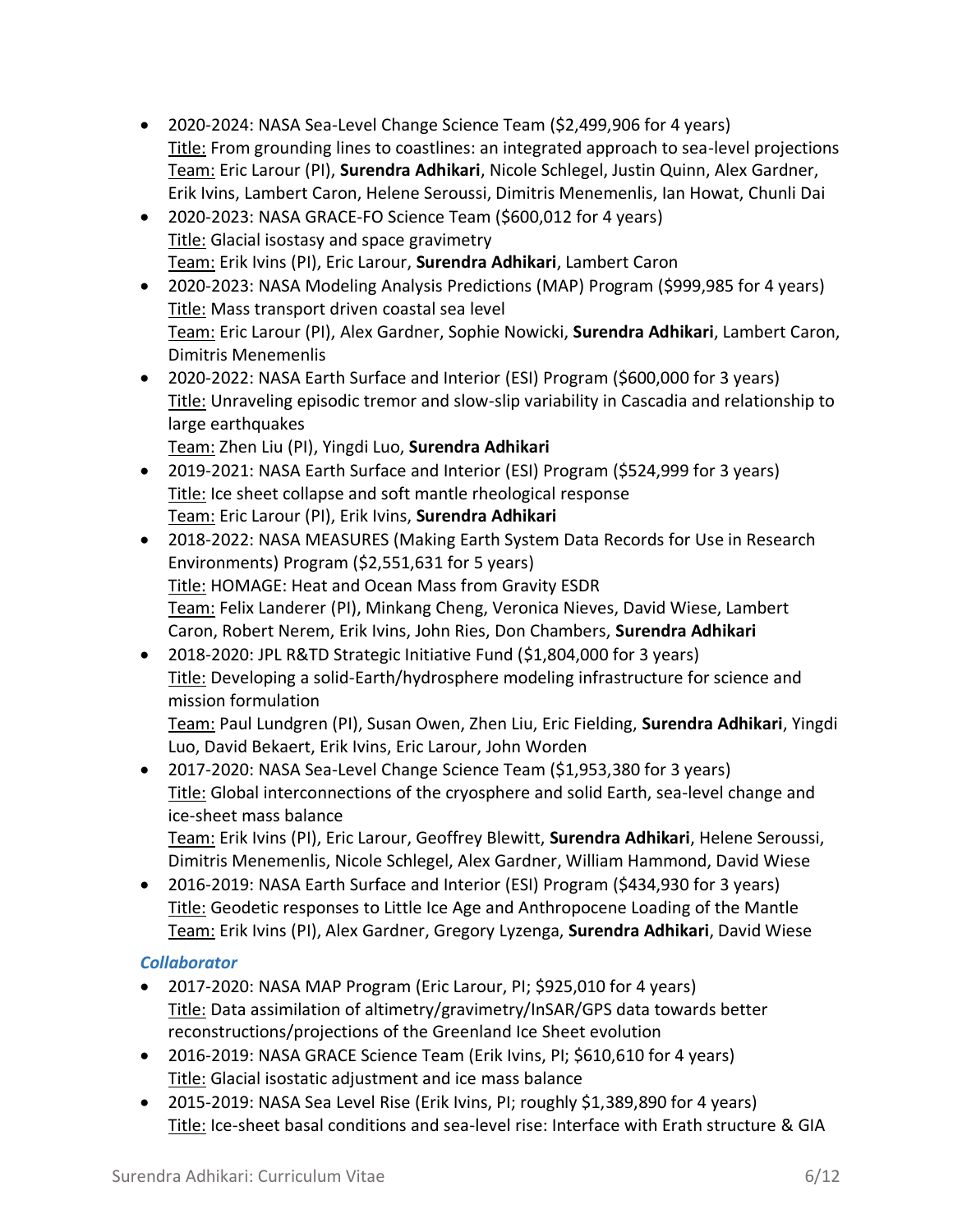- 2020-2024: NASA Sea-Level Change Science Team ($2,499,906 for 4 years)
  Title: From grounding lines to coastlines: an integrated approach to sea-level projections
  Team: Eric Larour (PI), **Surendra Adhikari**, Nicole Schlegel, Justin Quinn, Alex Gardner, Erik Ivins, Lambert Caron, Helene Seroussi, Dimitris Menemenlis, Ian Howat, Chunli Dai
- 2020-2023: NASA GRACE-FO Science Team ($600,012 for 4 years)
  Title: Glacial isostasy and space gravimetry
  Team: Erik Ivins (PI), Eric Larour, **Surendra Adhikari**, Lambert Caron
- 2020-2023: NASA Modeling Analysis Predictions (MAP) Program ($999,985 for 4 years)
  Title: Mass transport driven coastal sea level
  Team: Eric Larour (PI), Alex Gardner, Sophie Nowicki, **Surendra Adhikari**, Lambert Caron, Dimitris Menemenlis
- 2020-2022: NASA Earth Surface and Interior (ESI) Program ($600,000 for 3 years)
  Title: Unraveling episodic tremor and slow-slip variability in Cascadia and relationship to large earthquakes
  Team: Zhen Liu (PI), Yingdi Luo, **Surendra Adhikari**
- 2019-2021: NASA Earth Surface and Interior (ESI) Program ($524,999 for 3 years)
  Title: Ice sheet collapse and soft mantle rheological response
  Team: Eric Larour (PI), Erik Ivins, **Surendra Adhikari**
- 2018-2022: NASA MEASURES (Making Earth System Data Records for Use in Research Environments) Program ($2,551,631 for 5 years)
  Title: HOMAGE: Heat and Ocean Mass from Gravity ESDR
  Team: Felix Landerer (PI), Minkang Cheng, Veronica Nieves, David Wiese, Lambert Caron, Robert Nerem, Erik Ivins, John Ries, Don Chambers, **Surendra Adhikari**
- 2018-2020: JPL R&TD Strategic Initiative Fund ($1,804,000 for 3 years)
  Title: Developing a solid-Earth/hydrosphere modeling infrastructure for science and mission formulation
  Team: Paul Lundgren (PI), Susan Owen, Zhen Liu, Eric Fielding, **Surendra Adhikari**, Yingdi Luo, David Bekaert, Erik Ivins, Eric Larour, John Worden
- 2017-2020: NASA Sea-Level Change Science Team ($1,953,380 for 3 years)
  Title: Global interconnections of the cryosphere and solid Earth, sea-level change and ice-sheet mass balance
  Team: Erik Ivins (PI), Eric Larour, Geoffrey Blewitt, **Surendra Adhikari**, Helene Seroussi, Dimitris Menemenlis, Nicole Schlegel, Alex Gardner, William Hammond, David Wiese
- 2016-2019: NASA Earth Surface and Interior (ESI) Program ($434,930 for 3 years)
  Title: Geodetic responses to Little Ice Age and Anthropocene Loading of the Mantle
  Team: Erik Ivins (PI), Alex Gardner, Gregory Lyzenga, **Surendra Adhikari**, David Wiese

### *Collaborator*

- 2017-2020: NASA MAP Program (Eric Larour, PI; $925,010 for 4 years)
  Title: Data assimilation of altimetry/gravimetry/InSAR/GPS data towards better reconstructions/projections of the Greenland Ice Sheet evolution
- 2016-2019: NASA GRACE Science Team (Erik Ivins, PI; $610,610 for 4 years)
  Title: Glacial isostatic adjustment and ice mass balance
- 2015-2019: NASA Sea Level Rise (Erik Ivins, PI; roughly $1,389,890 for 4 years)
  Title: Ice-sheet basal conditions and sea-level rise: Interface with Erath structure & GIA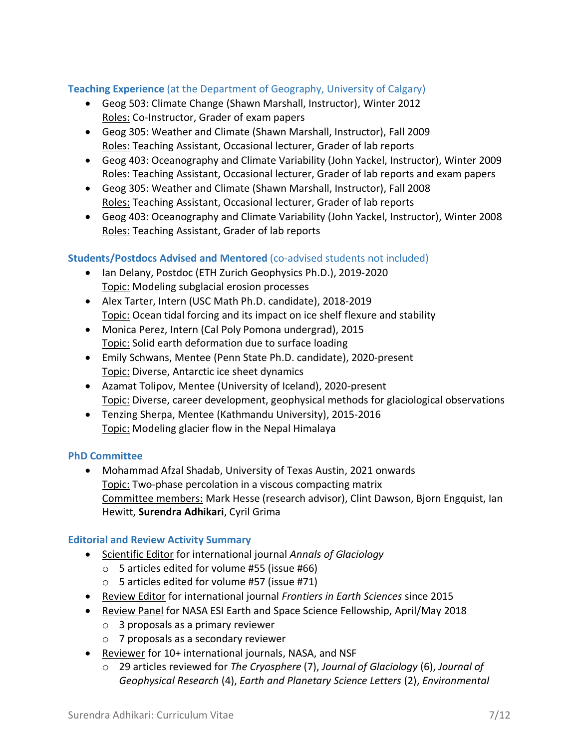## Teaching Experience (at the Department of Geography, University of Calgary)

- Geog 503: Climate Change (Shawn Marshall, Instructor), Winter 2012
  Roles: Co-Instructor, Grader of exam papers
- Geog 305: Weather and Climate (Shawn Marshall, Instructor), Fall 2009
  Roles: Teaching Assistant, Occasional lecturer, Grader of lab reports
- Geog 403: Oceanography and Climate Variability (John Yackel, Instructor), Winter 2009
  Roles: Teaching Assistant, Occasional lecturer, Grader of lab reports and exam papers
- Geog 305: Weather and Climate (Shawn Marshall, Instructor), Fall 2008
  Roles: Teaching Assistant, Occasional lecturer, Grader of lab reports
- Geog 403: Oceanography and Climate Variability (John Yackel, Instructor), Winter 2008
  Roles: Teaching Assistant, Grader of lab reports

## Students/Postdocs Advised and Mentored (co-advised students not included)

- Ian Delany, Postdoc (ETH Zurich Geophysics Ph.D.), 2019-2020
  Topic: Modeling subglacial erosion processes
- Alex Tarter, Intern (USC Math Ph.D. candidate), 2018-2019
  Topic: Ocean tidal forcing and its impact on ice shelf flexure and stability
- Monica Perez, Intern (Cal Poly Pomona undergrad), 2015
  Topic: Solid earth deformation due to surface loading
- Emily Schwans, Mentee (Penn State Ph.D. candidate), 2020-present
  Topic: Diverse, Antarctic ice sheet dynamics
- Azamat Tolipov, Mentee (University of Iceland), 2020-present
  Topic: Diverse, career development, geophysical methods for glaciological observations
- Tenzing Sherpa, Mentee (Kathmandu University), 2015-2016
  Topic: Modeling glacier flow in the Nepal Himalaya

## PhD Committee

- Mohammad Afzal Shadab, University of Texas Austin, 2021 onwards
  Topic: Two-phase percolation in a viscous compacting matrix
  Committee members: Mark Hesse (research advisor), Clint Dawson, Bjorn Engquist, Ian Hewitt, **Surendra Adhikari**, Cyril Grima

## Editorial and Review Activity Summary

- Scientific Editor for international journal *Annals of Glaciology*
  - 5 articles edited for volume #55 (issue #66)
  - 5 articles edited for volume #57 (issue #71)
- Review Editor for international journal *Frontiers in Earth Sciences* since 2015
- Review Panel for NASA ESI Earth and Space Science Fellowship, April/May 2018
  - 3 proposals as a primary reviewer
  - 7 proposals as a secondary reviewer
- Reviewer for 10+ international journals, NASA, and NSF
  - 29 articles reviewed for *The Cryosphere* (7), *Journal of Glaciology* (6), *Journal of Geophysical Research* (4), *Earth and Planetary Science Letters* (2), *Environmental*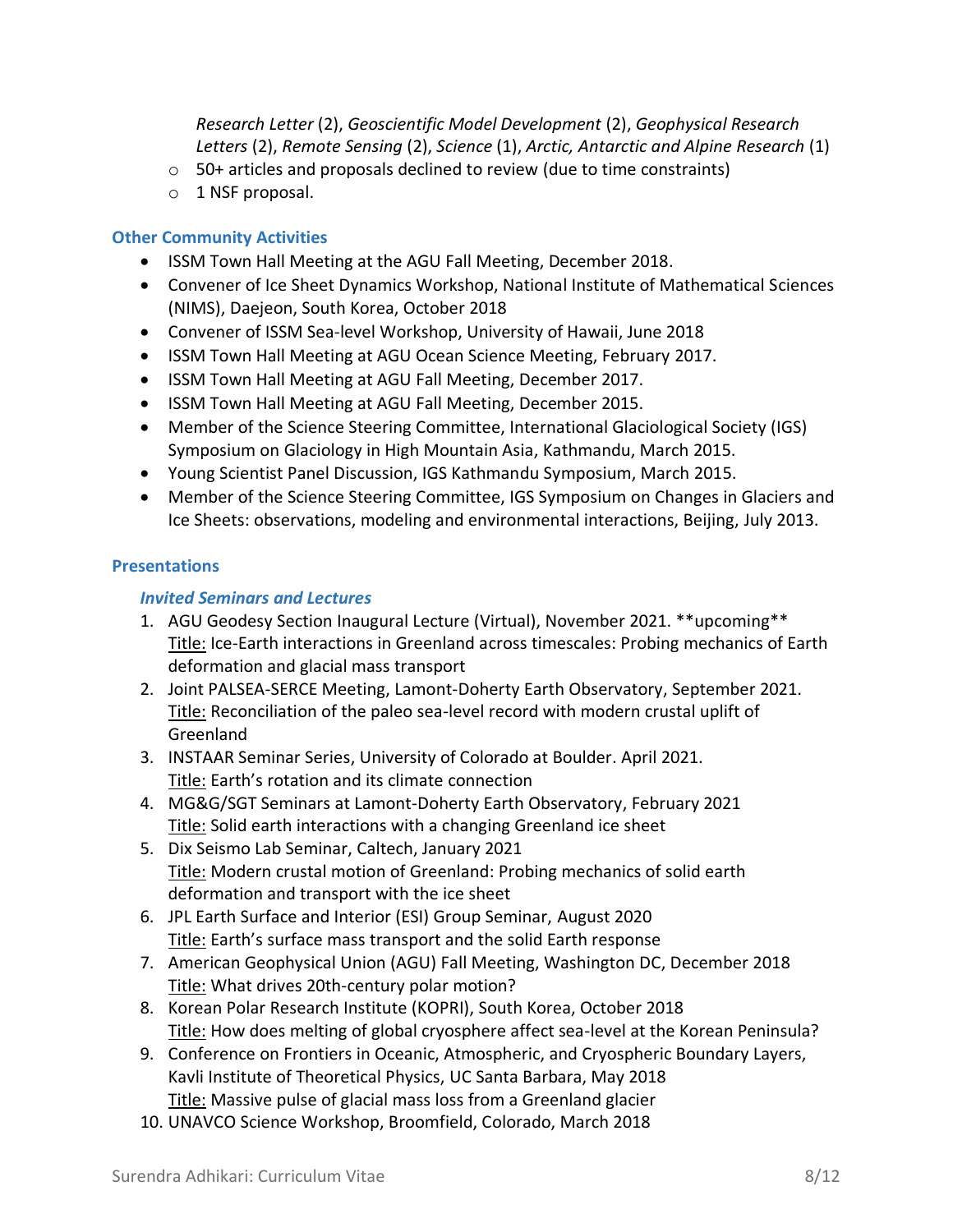*Research Letter* (2), *Geoscientific Model Development* (2), *Geophysical Research Letters* (2), *Remote Sensing* (2), *Science* (1), *Arctic, Antarctic and Alpine Research* (1)
    - 50+ articles and proposals declined to review (due to time constraints)
    - 1 NSF proposal.

### Other Community Activities

- ISSM Town Hall Meeting at the AGU Fall Meeting, December 2018.
- Convener of Ice Sheet Dynamics Workshop, National Institute of Mathematical Sciences (NIMS), Daejeon, South Korea, October 2018
- Convener of ISSM Sea-level Workshop, University of Hawaii, June 2018
- ISSM Town Hall Meeting at AGU Ocean Science Meeting, February 2017.
- ISSM Town Hall Meeting at AGU Fall Meeting, December 2017.
- ISSM Town Hall Meeting at AGU Fall Meeting, December 2015.
- Member of the Science Steering Committee, International Glaciological Society (IGS) Symposium on Glaciology in High Mountain Asia, Kathmandu, March 2015.
- Young Scientist Panel Discussion, IGS Kathmandu Symposium, March 2015.
- Member of the Science Steering Committee, IGS Symposium on Changes in Glaciers and Ice Sheets: observations, modeling and environmental interactions, Beijing, July 2013.

### Presentations

#### *Invited Seminars and Lectures*

1. AGU Geodesy Section Inaugural Lecture (Virtual), November 2021. \*\*upcoming\*\*
   Title: Ice-Earth interactions in Greenland across timescales: Probing mechanics of Earth deformation and glacial mass transport
2. Joint PALSEA-SERCE Meeting, Lamont-Doherty Earth Observatory, September 2021.
   Title: Reconciliation of the paleo sea-level record with modern crustal uplift of Greenland
3. INSTAAR Seminar Series, University of Colorado at Boulder. April 2021.
   Title: Earth's rotation and its climate connection
4. MG&G/SGT Seminars at Lamont-Doherty Earth Observatory, February 2021
   Title: Solid earth interactions with a changing Greenland ice sheet
5. Dix Seismo Lab Seminar, Caltech, January 2021
   Title: Modern crustal motion of Greenland: Probing mechanics of solid earth deformation and transport with the ice sheet
6. JPL Earth Surface and Interior (ESI) Group Seminar, August 2020
   Title: Earth's surface mass transport and the solid Earth response
7. American Geophysical Union (AGU) Fall Meeting, Washington DC, December 2018
   Title: What drives 20th-century polar motion?
8. Korean Polar Research Institute (KOPRI), South Korea, October 2018
   Title: How does melting of global cryosphere affect sea-level at the Korean Peninsula?
9. Conference on Frontiers in Oceanic, Atmospheric, and Cryospheric Boundary Layers, Kavli Institute of Theoretical Physics, UC Santa Barbara, May 2018
   Title: Massive pulse of glacial mass loss from a Greenland glacier
10. UNAVCO Science Workshop, Broomfield, Colorado, March 2018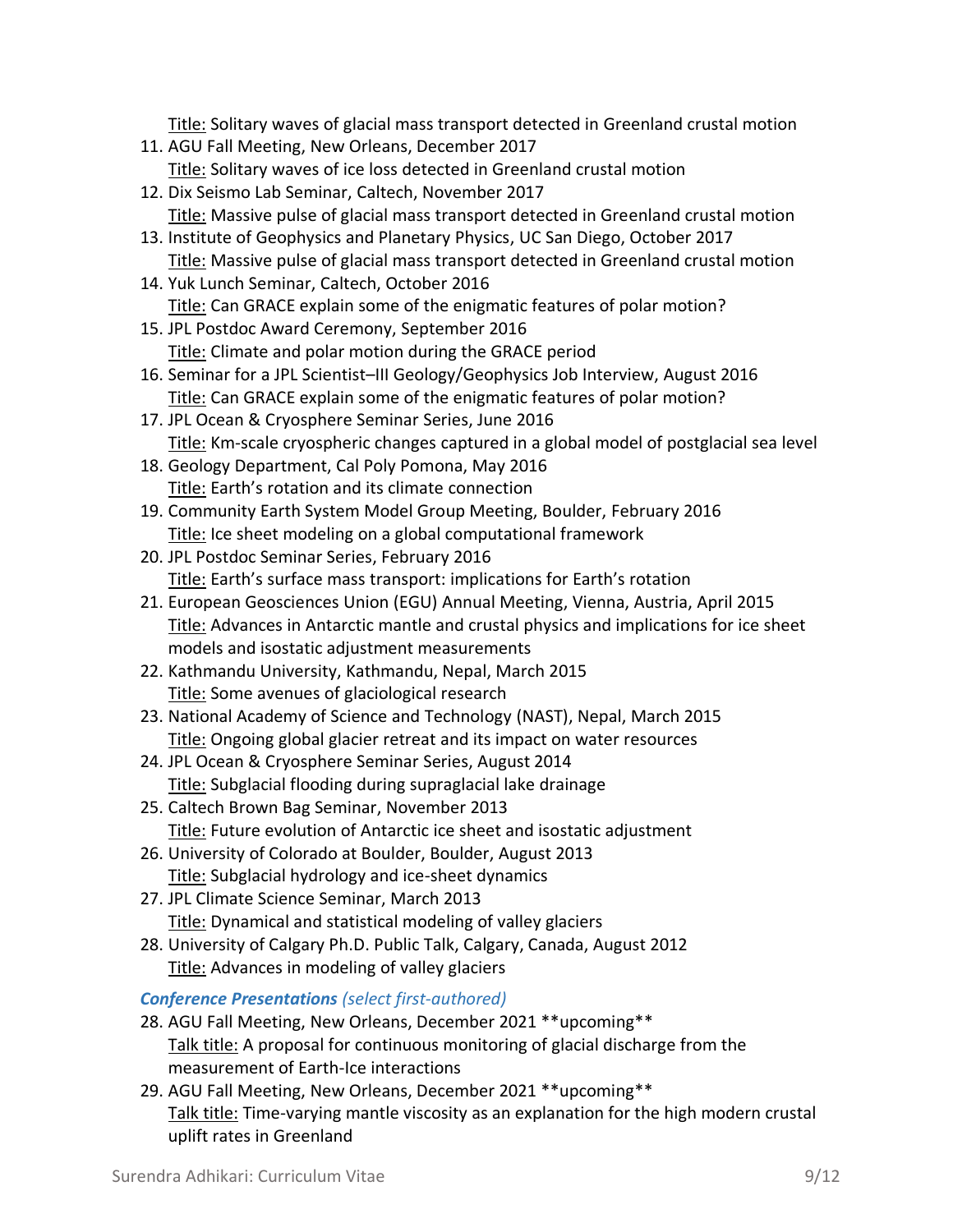Title: Solitary waves of glacial mass transport detected in Greenland crustal motion

11. AGU Fall Meeting, New Orleans, December 2017
    Title: Solitary waves of ice loss detected in Greenland crustal motion
12. Dix Seismo Lab Seminar, Caltech, November 2017
    Title: Massive pulse of glacial mass transport detected in Greenland crustal motion
13. Institute of Geophysics and Planetary Physics, UC San Diego, October 2017
    Title: Massive pulse of glacial mass transport detected in Greenland crustal motion
14. Yuk Lunch Seminar, Caltech, October 2016
    Title: Can GRACE explain some of the enigmatic features of polar motion?
15. JPL Postdoc Award Ceremony, September 2016
    Title: Climate and polar motion during the GRACE period
16. Seminar for a JPL Scientist–III Geology/Geophysics Job Interview, August 2016
    Title: Can GRACE explain some of the enigmatic features of polar motion?
17. JPL Ocean & Cryosphere Seminar Series, June 2016
    Title: Km-scale cryospheric changes captured in a global model of postglacial sea level
18. Geology Department, Cal Poly Pomona, May 2016
    Title: Earth's rotation and its climate connection
19. Community Earth System Model Group Meeting, Boulder, February 2016
    Title: Ice sheet modeling on a global computational framework
20. JPL Postdoc Seminar Series, February 2016
    Title: Earth's surface mass transport: implications for Earth's rotation
21. European Geosciences Union (EGU) Annual Meeting, Vienna, Austria, April 2015
    Title: Advances in Antarctic mantle and crustal physics and implications for ice sheet models and isostatic adjustment measurements
22. Kathmandu University, Kathmandu, Nepal, March 2015
    Title: Some avenues of glaciological research
23. National Academy of Science and Technology (NAST), Nepal, March 2015
    Title: Ongoing global glacier retreat and its impact on water resources
24. JPL Ocean & Cryosphere Seminar Series, August 2014
    Title: Subglacial flooding during supraglacial lake drainage
25. Caltech Brown Bag Seminar, November 2013
    Title: Future evolution of Antarctic ice sheet and isostatic adjustment
26. University of Colorado at Boulder, Boulder, August 2013
    Title: Subglacial hydrology and ice-sheet dynamics
27. JPL Climate Science Seminar, March 2013
    Title: Dynamical and statistical modeling of valley glaciers
28. University of Calgary Ph.D. Public Talk, Calgary, Canada, August 2012
    Title: Advances in modeling of valley glaciers

### *Conference Presentations (select first-authored)*

28. AGU Fall Meeting, New Orleans, December 2021 **upcoming**
    Talk title: A proposal for continuous monitoring of glacial discharge from the measurement of Earth-Ice interactions
29. AGU Fall Meeting, New Orleans, December 2021 **upcoming**
    Talk title: Time-varying mantle viscosity as an explanation for the high modern crustal uplift rates in Greenland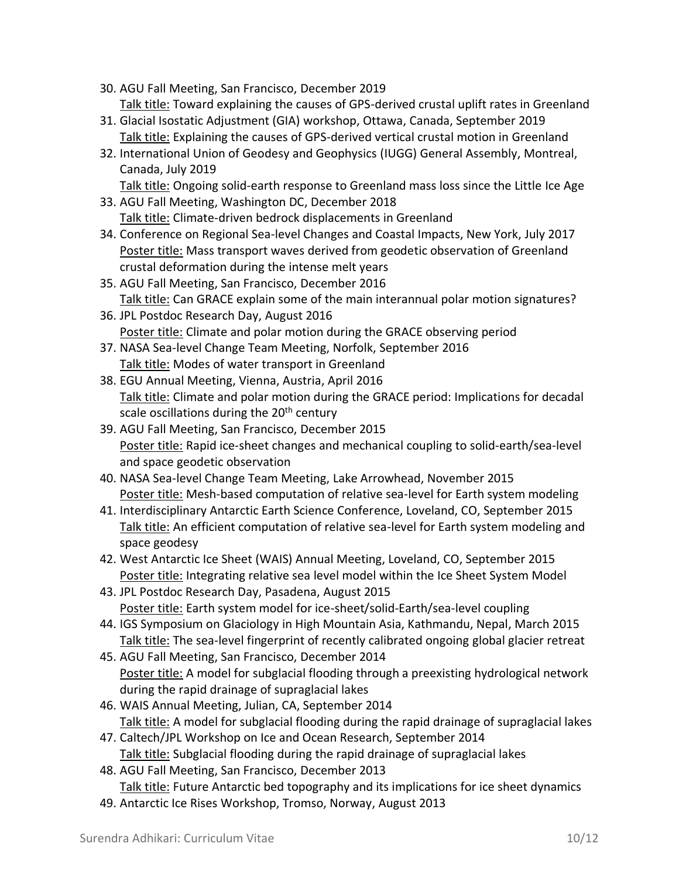30. AGU Fall Meeting, San Francisco, December 2019
    Talk title: Toward explaining the causes of GPS-derived crustal uplift rates in Greenland
31. Glacial Isostatic Adjustment (GIA) workshop, Ottawa, Canada, September 2019
    Talk title: Explaining the causes of GPS-derived vertical crustal motion in Greenland
32. International Union of Geodesy and Geophysics (IUGG) General Assembly, Montreal, Canada, July 2019
    Talk title: Ongoing solid-earth response to Greenland mass loss since the Little Ice Age
33. AGU Fall Meeting, Washington DC, December 2018
    Talk title: Climate-driven bedrock displacements in Greenland
34. Conference on Regional Sea-level Changes and Coastal Impacts, New York, July 2017
    Poster title: Mass transport waves derived from geodetic observation of Greenland crustal deformation during the intense melt years
35. AGU Fall Meeting, San Francisco, December 2016
    Talk title: Can GRACE explain some of the main interannual polar motion signatures?
36. JPL Postdoc Research Day, August 2016
    Poster title: Climate and polar motion during the GRACE observing period
37. NASA Sea-level Change Team Meeting, Norfolk, September 2016
    Talk title: Modes of water transport in Greenland
38. EGU Annual Meeting, Vienna, Austria, April 2016
    Talk title: Climate and polar motion during the GRACE period: Implications for decadal scale oscillations during the 20th century
39. AGU Fall Meeting, San Francisco, December 2015
    Poster title: Rapid ice-sheet changes and mechanical coupling to solid-earth/sea-level and space geodetic observation
40. NASA Sea-level Change Team Meeting, Lake Arrowhead, November 2015
    Poster title: Mesh-based computation of relative sea-level for Earth system modeling
41. Interdisciplinary Antarctic Earth Science Conference, Loveland, CO, September 2015
    Talk title: An efficient computation of relative sea-level for Earth system modeling and space geodesy
42. West Antarctic Ice Sheet (WAIS) Annual Meeting, Loveland, CO, September 2015
    Poster title: Integrating relative sea level model within the Ice Sheet System Model
43. JPL Postdoc Research Day, Pasadena, August 2015
    Poster title: Earth system model for ice-sheet/solid-Earth/sea-level coupling
44. IGS Symposium on Glaciology in High Mountain Asia, Kathmandu, Nepal, March 2015
    Talk title: The sea-level fingerprint of recently calibrated ongoing global glacier retreat
45. AGU Fall Meeting, San Francisco, December 2014
    Poster title: A model for subglacial flooding through a preexisting hydrological network during the rapid drainage of supraglacial lakes
46. WAIS Annual Meeting, Julian, CA, September 2014
    Talk title: A model for subglacial flooding during the rapid drainage of supraglacial lakes
47. Caltech/JPL Workshop on Ice and Ocean Research, September 2014
    Talk title: Subglacial flooding during the rapid drainage of supraglacial lakes
48. AGU Fall Meeting, San Francisco, December 2013
    Talk title: Future Antarctic bed topography and its implications for ice sheet dynamics
49. Antarctic Ice Rises Workshop, Tromso, Norway, August 2013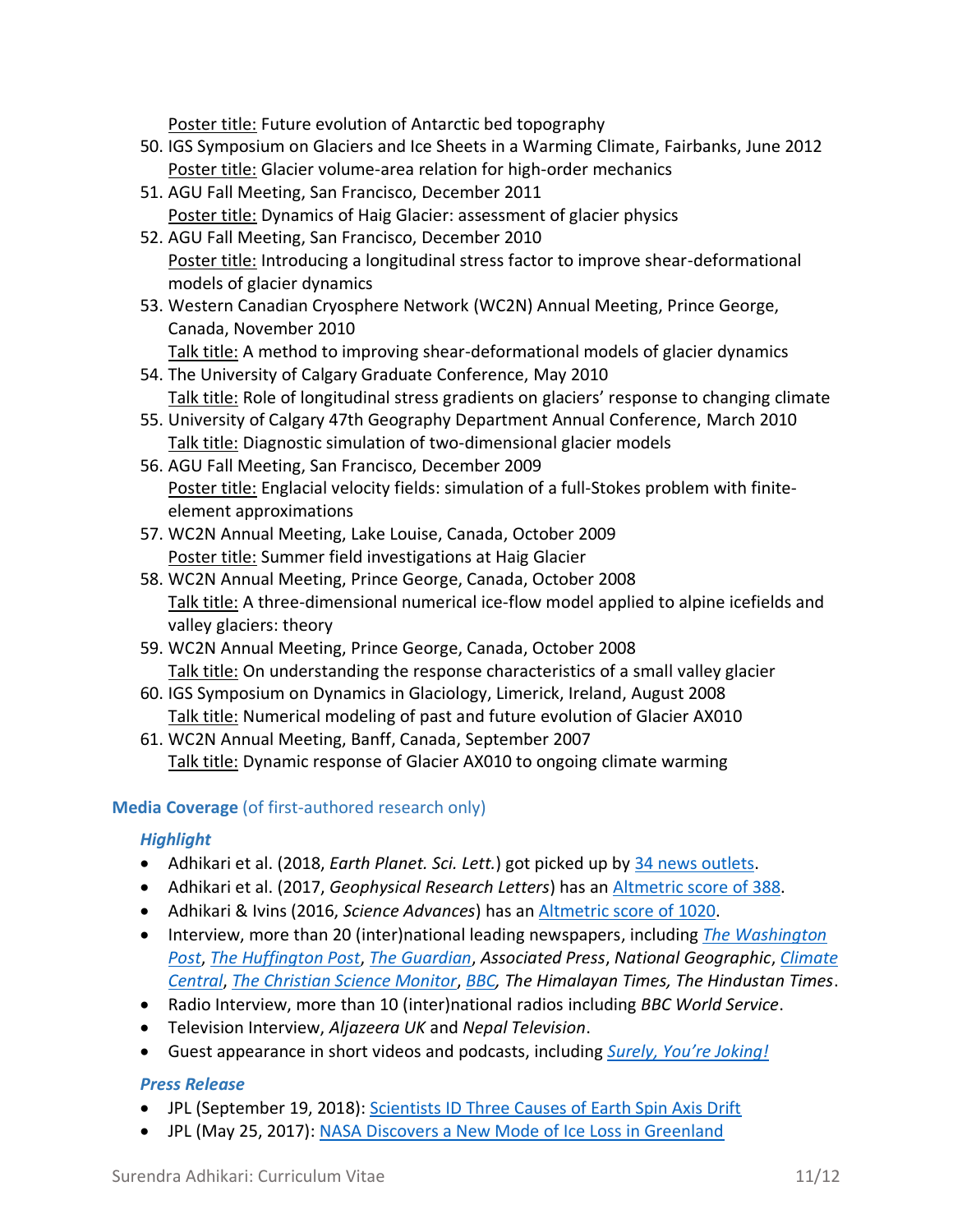Poster title: Future evolution of Antarctic bed topography

50. IGS Symposium on Glaciers and Ice Sheets in a Warming Climate, Fairbanks, June 2012
    Poster title: Glacier volume-area relation for high-order mechanics
51. AGU Fall Meeting, San Francisco, December 2011
    Poster title: Dynamics of Haig Glacier: assessment of glacier physics
52. AGU Fall Meeting, San Francisco, December 2010
    Poster title: Introducing a longitudinal stress factor to improve shear-deformational models of glacier dynamics
53. Western Canadian Cryosphere Network (WC2N) Annual Meeting, Prince George, Canada, November 2010
    Talk title: A method to improving shear-deformational models of glacier dynamics
54. The University of Calgary Graduate Conference, May 2010
    Talk title: Role of longitudinal stress gradients on glaciers' response to changing climate
55. University of Calgary 47th Geography Department Annual Conference, March 2010
    Talk title: Diagnostic simulation of two-dimensional glacier models
56. AGU Fall Meeting, San Francisco, December 2009
    Poster title: Englacial velocity fields: simulation of a full-Stokes problem with finite-element approximations
57. WC2N Annual Meeting, Lake Louise, Canada, October 2009
    Poster title: Summer field investigations at Haig Glacier
58. WC2N Annual Meeting, Prince George, Canada, October 2008
    Talk title: A three-dimensional numerical ice-flow model applied to alpine icefields and valley glaciers: theory
59. WC2N Annual Meeting, Prince George, Canada, October 2008
    Talk title: On understanding the response characteristics of a small valley glacier
60. IGS Symposium on Dynamics in Glaciology, Limerick, Ireland, August 2008
    Talk title: Numerical modeling of past and future evolution of Glacier AX010
61. WC2N Annual Meeting, Banff, Canada, September 2007
    Talk title: Dynamic response of Glacier AX010 to ongoing climate warming

## Media Coverage (of first-authored research only)

### *Highlight*

- Adhikari et al. (2018, *Earth Planet. Sci. Lett.*) got picked up by 34 news outlets.
- Adhikari et al. (2017, *Geophysical Research Letters*) has an Altmetric score of 388.
- Adhikari & Ivins (2016, *Science Advances*) has an Altmetric score of 1020.
- Interview, more than 20 (inter)national leading newspapers, including *The Washington Post*, *The Huffington Post*, *The Guardian*, *Associated Press*, *National Geographic*, *Climate Central*, *The Christian Science Monitor*, *BBC, The Himalayan Times, The Hindustan Times*.
- Radio Interview, more than 10 (inter)national radios including *BBC World Service*.
- Television Interview, *Aljazeera UK* and *Nepal Television*.
- Guest appearance in short videos and podcasts, including *Surely, You're Joking!*

### *Press Release*

- JPL (September 19, 2018): Scientists ID Three Causes of Earth Spin Axis Drift
- JPL (May 25, 2017): NASA Discovers a New Mode of Ice Loss in Greenland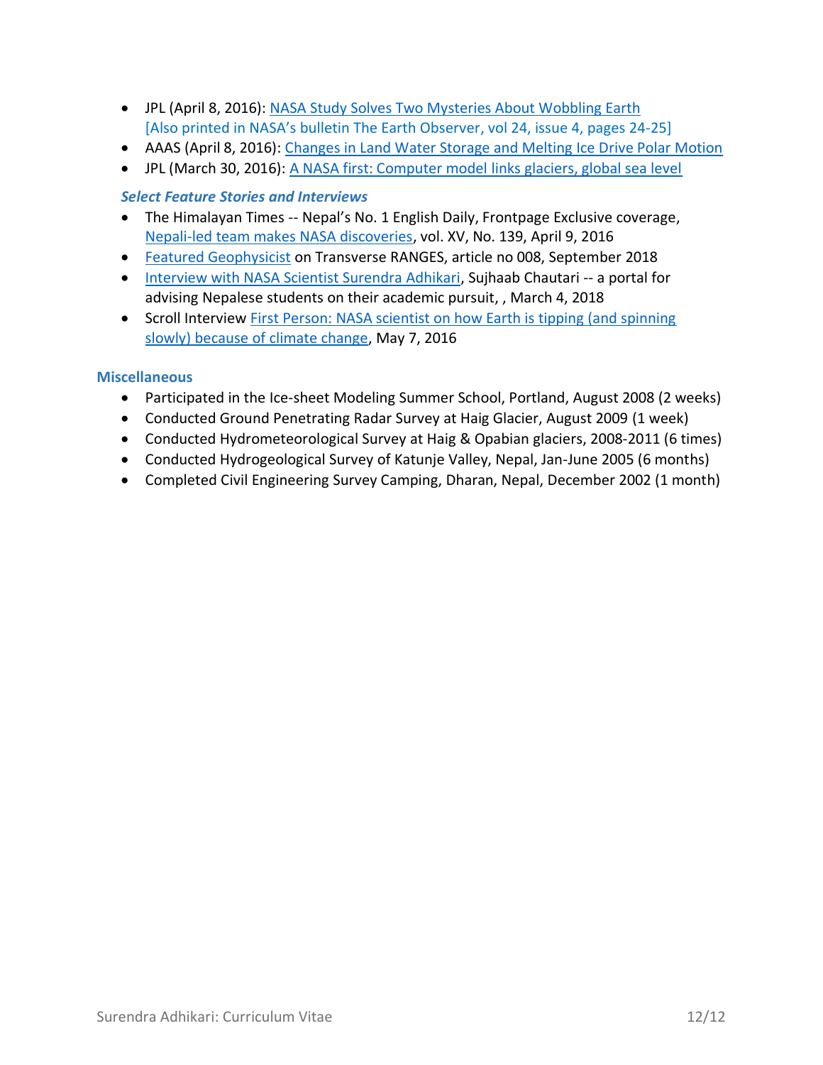- JPL (April 8, 2016): NASA Study Solves Two Mysteries About Wobbling Earth
  [Also printed in NASA's bulletin The Earth Observer, vol 24, issue 4, pages 24-25]
- AAAS (April 8, 2016): Changes in Land Water Storage and Melting Ice Drive Polar Motion
- JPL (March 30, 2016): A NASA first: Computer model links glaciers, global sea level

### *Select Feature Stories and Interviews*

- The Himalayan Times -- Nepal's No. 1 English Daily, Frontpage Exclusive coverage, Nepali-led team makes NASA discoveries, vol. XV, No. 139, April 9, 2016
- Featured Geophysicist on Transverse RANGES, article no 008, September 2018
- Interview with NASA Scientist Surendra Adhikari, Sujhaab Chautari -- a portal for advising Nepalese students on their academic pursuit, , March 4, 2018
- Scroll Interview First Person: NASA scientist on how Earth is tipping (and spinning slowly) because of climate change, May 7, 2016

## Miscellaneous

- Participated in the Ice-sheet Modeling Summer School, Portland, August 2008 (2 weeks)
- Conducted Ground Penetrating Radar Survey at Haig Glacier, August 2009 (1 week)
- Conducted Hydrometeorological Survey at Haig & Opabian glaciers, 2008-2011 (6 times)
- Conducted Hydrogeological Survey of Katunje Valley, Nepal, Jan-June 2005 (6 months)
- Completed Civil Engineering Survey Camping, Dharan, Nepal, December 2002 (1 month)